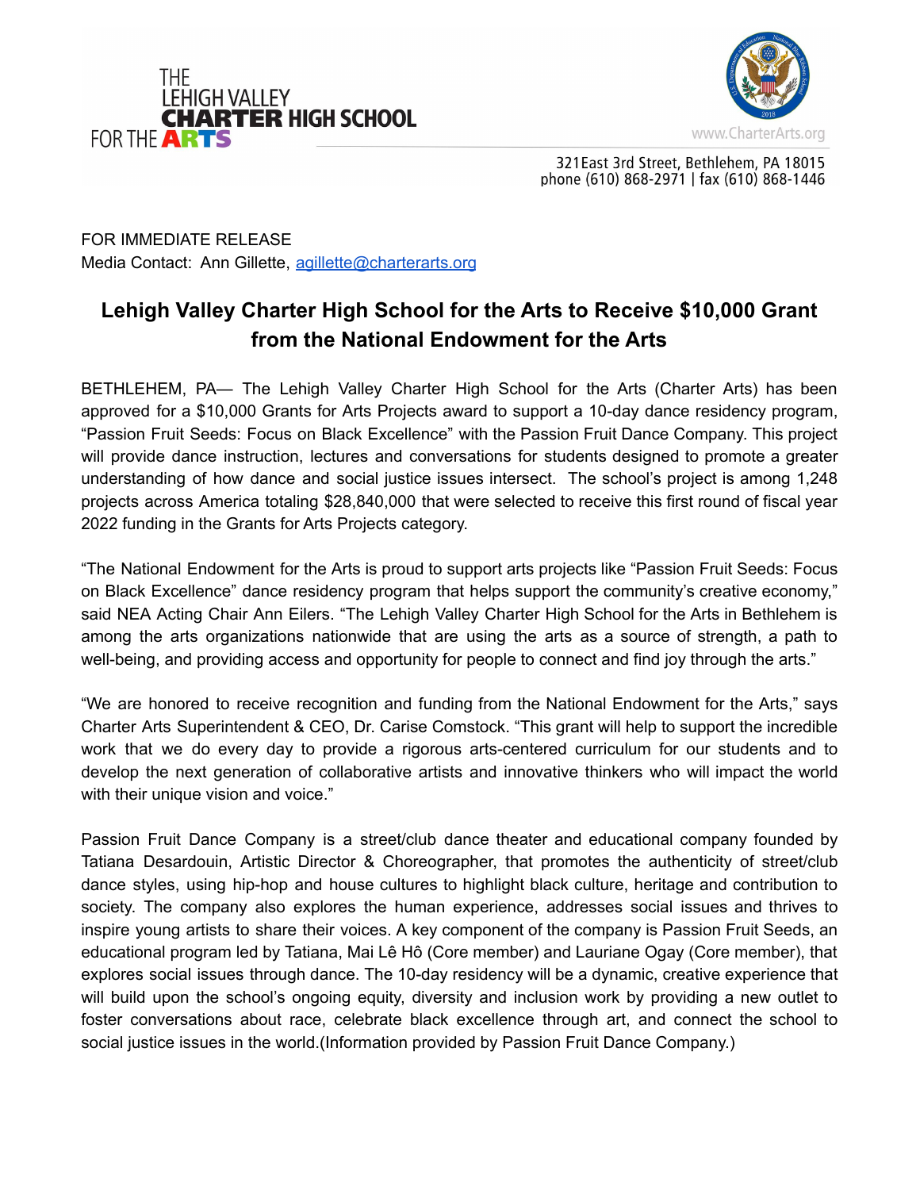THE LEHIGH VALLEY **CHARTER** HIGH SCHOOL FOR THE **ARTS**

www.CharterArts.org

321East 3rd Street, Bethlehem, PA 18015
phone (610) 868-2971 | fax (610) 868-1446

FOR IMMEDIATE RELEASE
Media Contact: Ann Gillette, agillette@charterarts.org

## Lehigh Valley Charter High School for the Arts to Receive $10,000 Grant from the National Endowment for the Arts

BETHLEHEM, PA— The Lehigh Valley Charter High School for the Arts (Charter Arts) has been approved for a $10,000 Grants for Arts Projects award to support a 10-day dance residency program, "Passion Fruit Seeds: Focus on Black Excellence" with the Passion Fruit Dance Company. This project will provide dance instruction, lectures and conversations for students designed to promote a greater understanding of how dance and social justice issues intersect. The school's project is among 1,248 projects across America totaling $28,840,000 that were selected to receive this first round of fiscal year 2022 funding in the Grants for Arts Projects category.

"The National Endowment for the Arts is proud to support arts projects like "Passion Fruit Seeds: Focus on Black Excellence" dance residency program that helps support the community's creative economy," said NEA Acting Chair Ann Eilers. "The Lehigh Valley Charter High School for the Arts in Bethlehem is among the arts organizations nationwide that are using the arts as a source of strength, a path to well-being, and providing access and opportunity for people to connect and find joy through the arts."

"We are honored to receive recognition and funding from the National Endowment for the Arts," says Charter Arts Superintendent & CEO, Dr. Carise Comstock. "This grant will help to support the incredible work that we do every day to provide a rigorous arts-centered curriculum for our students and to develop the next generation of collaborative artists and innovative thinkers who will impact the world with their unique vision and voice."

Passion Fruit Dance Company is a street/club dance theater and educational company founded by Tatiana Desardouin, Artistic Director & Choreographer, that promotes the authenticity of street/club dance styles, using hip-hop and house cultures to highlight black culture, heritage and contribution to society. The company also explores the human experience, addresses social issues and thrives to inspire young artists to share their voices. A key component of the company is Passion Fruit Seeds, an educational program led by Tatiana, Mai Lê Hô (Core member) and Lauriane Ogay (Core member), that explores social issues through dance. The 10-day residency will be a dynamic, creative experience that will build upon the school's ongoing equity, diversity and inclusion work by providing a new outlet to foster conversations about race, celebrate black excellence through art, and connect the school to social justice issues in the world.(Information provided by Passion Fruit Dance Company.)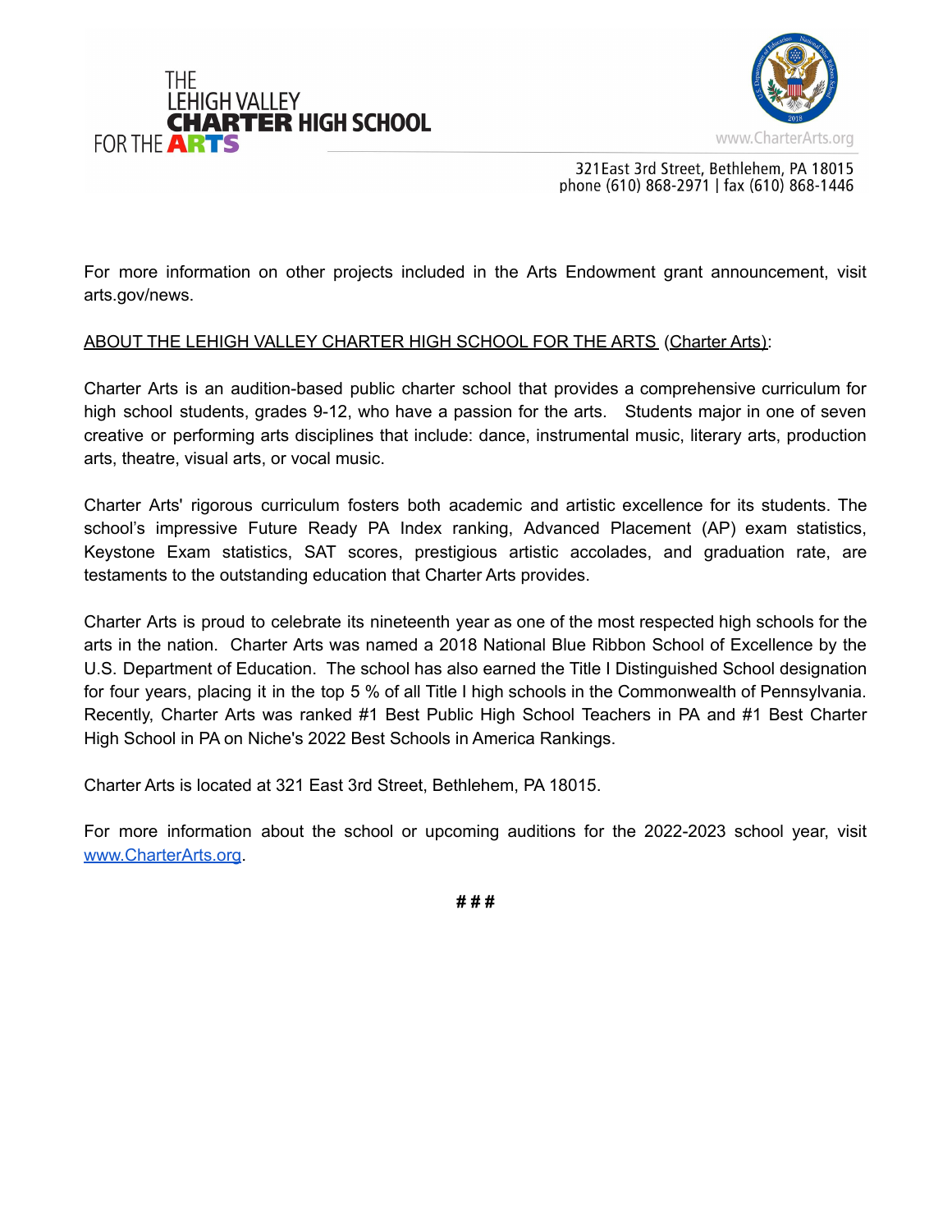For more information on other projects included in the Arts Endowment grant announcement, visit arts.gov/news.

ABOUT THE LEHIGH VALLEY CHARTER HIGH SCHOOL FOR THE ARTS (Charter Arts):

Charter Arts is an audition-based public charter school that provides a comprehensive curriculum for high school students, grades 9-12, who have a passion for the arts. Students major in one of seven creative or performing arts disciplines that include: dance, instrumental music, literary arts, production arts, theatre, visual arts, or vocal music.

Charter Arts' rigorous curriculum fosters both academic and artistic excellence for its students. The school's impressive Future Ready PA Index ranking, Advanced Placement (AP) exam statistics, Keystone Exam statistics, SAT scores, prestigious artistic accolades, and graduation rate, are testaments to the outstanding education that Charter Arts provides.

Charter Arts is proud to celebrate its nineteenth year as one of the most respected high schools for the arts in the nation. Charter Arts was named a 2018 National Blue Ribbon School of Excellence by the U.S. Department of Education. The school has also earned the Title I Distinguished School designation for four years, placing it in the top 5 % of all Title I high schools in the Commonwealth of Pennsylvania. Recently, Charter Arts was ranked #1 Best Public High School Teachers in PA and #1 Best Charter High School in PA on Niche's 2022 Best Schools in America Rankings.

Charter Arts is located at 321 East 3rd Street, Bethlehem, PA 18015.

For more information about the school or upcoming auditions for the 2022-2023 school year, visit www.CharterArts.org.

# # #